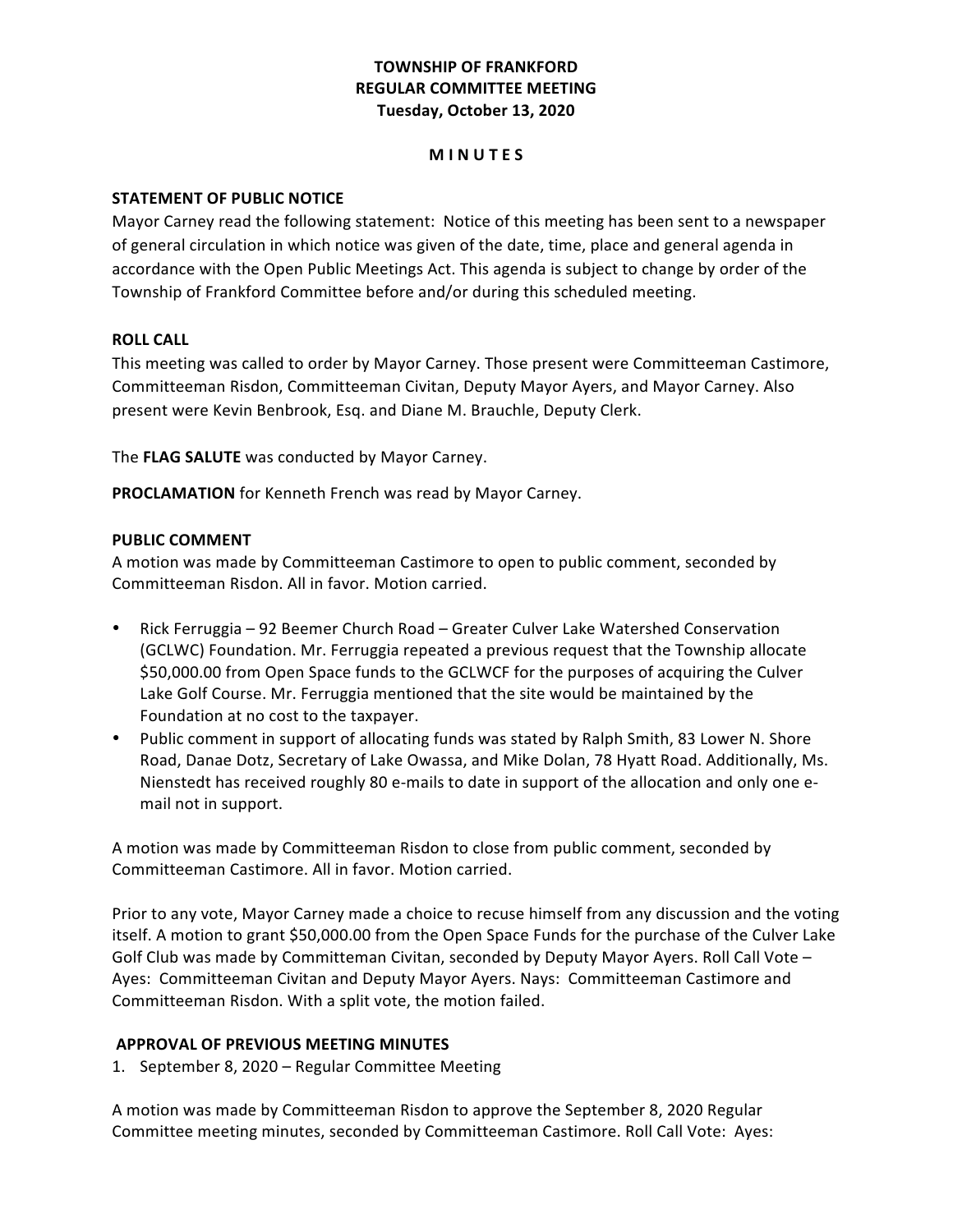# TOWNSHIP OF FRANKFORD
## REGULAR COMMITTEE MEETING
### Tuesday, October 13, 2020

**M I N U T E S**

**STATEMENT OF PUBLIC NOTICE**

Mayor Carney read the following statement: Notice of this meeting has been sent to a newspaper of general circulation in which notice was given of the date, time, place and general agenda in accordance with the Open Public Meetings Act. This agenda is subject to change by order of the Township of Frankford Committee before and/or during this scheduled meeting.

**ROLL CALL**

This meeting was called to order by Mayor Carney. Those present were Committeeman Castimore, Committeeman Risdon, Committeeman Civitan, Deputy Mayor Ayers, and Mayor Carney. Also present were Kevin Benbrook, Esq. and Diane M. Brauchle, Deputy Clerk.

The **FLAG SALUTE** was conducted by Mayor Carney.

**PROCLAMATION** for Kenneth French was read by Mayor Carney.

**PUBLIC COMMENT**

A motion was made by Committeeman Castimore to open to public comment, seconded by Committeeman Risdon. All in favor. Motion carried.

- Rick Ferruggia – 92 Beemer Church Road – Greater Culver Lake Watershed Conservation (GCLWC) Foundation. Mr. Ferruggia repeated a previous request that the Township allocate $50,000.00 from Open Space funds to the GCLWCF for the purposes of acquiring the Culver Lake Golf Course. Mr. Ferruggia mentioned that the site would be maintained by the Foundation at no cost to the taxpayer.
- Public comment in support of allocating funds was stated by Ralph Smith, 83 Lower N. Shore Road, Danae Dotz, Secretary of Lake Owassa, and Mike Dolan, 78 Hyatt Road. Additionally, Ms. Nienstedt has received roughly 80 e-mails to date in support of the allocation and only one e-mail not in support.

A motion was made by Committeeman Risdon to close from public comment, seconded by Committeeman Castimore. All in favor. Motion carried.

Prior to any vote, Mayor Carney made a choice to recuse himself from any discussion and the voting itself. A motion to grant $50,000.00 from the Open Space Funds for the purchase of the Culver Lake Golf Club was made by Committeeman Civitan, seconded by Deputy Mayor Ayers. Roll Call Vote – Ayes: Committeeman Civitan and Deputy Mayor Ayers. Nays: Committeeman Castimore and Committeeman Risdon. With a split vote, the motion failed.

**APPROVAL OF PREVIOUS MEETING MINUTES**

1. September 8, 2020 – Regular Committee Meeting

A motion was made by Committeeman Risdon to approve the September 8, 2020 Regular Committee meeting minutes, seconded by Committeeman Castimore. Roll Call Vote: Ayes: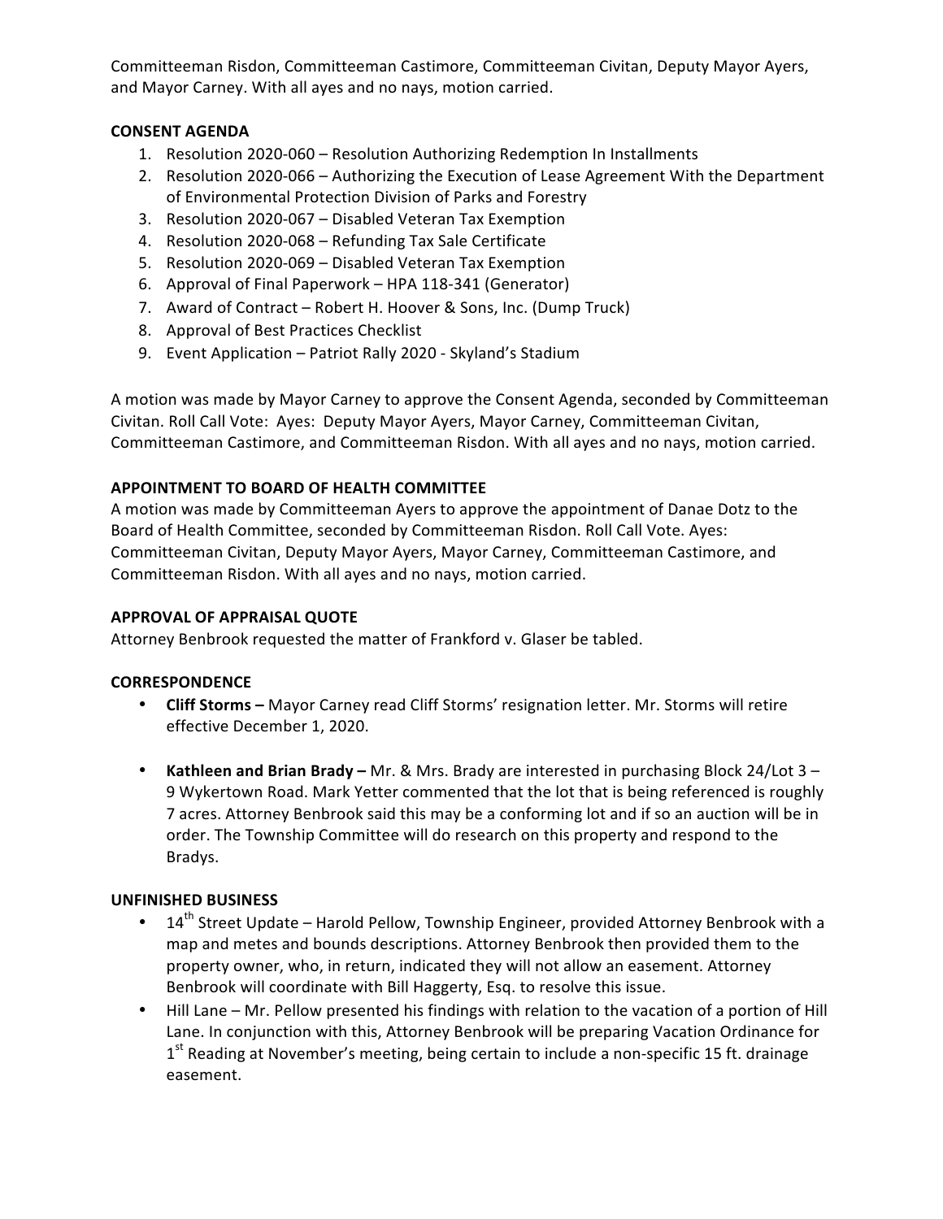Committeeman Risdon, Committeeman Castimore, Committeeman Civitan, Deputy Mayor Ayers, and Mayor Carney. With all ayes and no nays, motion carried.

**CONSENT AGENDA**

1. Resolution 2020-060 – Resolution Authorizing Redemption In Installments
2. Resolution 2020-066 – Authorizing the Execution of Lease Agreement With the Department of Environmental Protection Division of Parks and Forestry
3. Resolution 2020-067 – Disabled Veteran Tax Exemption
4. Resolution 2020-068 – Refunding Tax Sale Certificate
5. Resolution 2020-069 – Disabled Veteran Tax Exemption
6. Approval of Final Paperwork – HPA 118-341 (Generator)
7. Award of Contract – Robert H. Hoover & Sons, Inc. (Dump Truck)
8. Approval of Best Practices Checklist
9. Event Application – Patriot Rally 2020 - Skyland's Stadium

A motion was made by Mayor Carney to approve the Consent Agenda, seconded by Committeeman Civitan. Roll Call Vote: Ayes: Deputy Mayor Ayers, Mayor Carney, Committeeman Civitan, Committeeman Castimore, and Committeeman Risdon. With all ayes and no nays, motion carried.

**APPOINTMENT TO BOARD OF HEALTH COMMITTEE**

A motion was made by Committeeman Ayers to approve the appointment of Danae Dotz to the Board of Health Committee, seconded by Committeeman Risdon. Roll Call Vote. Ayes: Committeeman Civitan, Deputy Mayor Ayers, Mayor Carney, Committeeman Castimore, and Committeeman Risdon. With all ayes and no nays, motion carried.

**APPROVAL OF APPRAISAL QUOTE**

Attorney Benbrook requested the matter of Frankford v. Glaser be tabled.

**CORRESPONDENCE**

- **Cliff Storms –** Mayor Carney read Cliff Storms' resignation letter. Mr. Storms will retire effective December 1, 2020.

- **Kathleen and Brian Brady –** Mr. & Mrs. Brady are interested in purchasing Block 24/Lot 3 – 9 Wykertown Road. Mark Yetter commented that the lot that is being referenced is roughly 7 acres. Attorney Benbrook said this may be a conforming lot and if so an auction will be in order. The Township Committee will do research on this property and respond to the Bradys.

**UNFINISHED BUSINESS**

- 14th Street Update – Harold Pellow, Township Engineer, provided Attorney Benbrook with a map and metes and bounds descriptions. Attorney Benbrook then provided them to the property owner, who, in return, indicated they will not allow an easement. Attorney Benbrook will coordinate with Bill Haggerty, Esq. to resolve this issue.
- Hill Lane – Mr. Pellow presented his findings with relation to the vacation of a portion of Hill Lane. In conjunction with this, Attorney Benbrook will be preparing Vacation Ordinance for 1st Reading at November's meeting, being certain to include a non-specific 15 ft. drainage easement.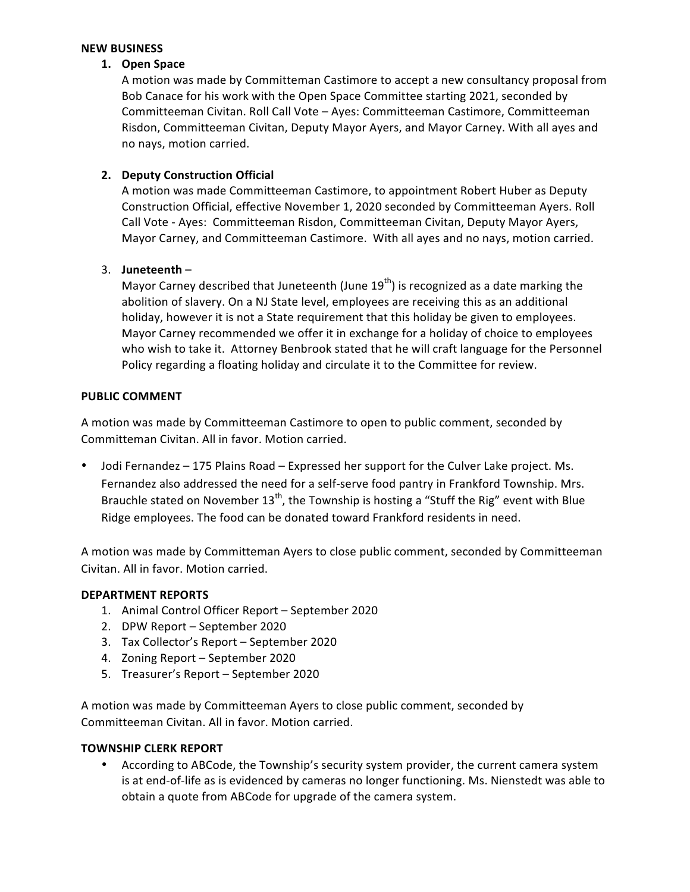**NEW BUSINESS**

1. **Open Space**
   A motion was made by Committeeman Castimore to accept a new consultancy proposal from Bob Canace for his work with the Open Space Committee starting 2021, seconded by Committeeman Civitan. Roll Call Vote – Ayes: Committeeman Castimore, Committeeman Risdon, Committeeman Civitan, Deputy Mayor Ayers, and Mayor Carney. With all ayes and no nays, motion carried.

2. **Deputy Construction Official**
   A motion was made Committeeman Castimore, to appointment Robert Huber as Deputy Construction Official, effective November 1, 2020 seconded by Committeeman Ayers. Roll Call Vote - Ayes: Committeeman Risdon, Committeeman Civitan, Deputy Mayor Ayers, Mayor Carney, and Committeeman Castimore. With all ayes and no nays, motion carried.

3. **Juneteenth** –
   Mayor Carney described that Juneteenth (June 19th) is recognized as a date marking the abolition of slavery. On a NJ State level, employees are receiving this as an additional holiday, however it is not a State requirement that this holiday be given to employees. Mayor Carney recommended we offer it in exchange for a holiday of choice to employees who wish to take it. Attorney Benbrook stated that he will craft language for the Personnel Policy regarding a floating holiday and circulate it to the Committee for review.

**PUBLIC COMMENT**

A motion was made by Committeeman Castimore to open to public comment, seconded by Committeman Civitan. All in favor. Motion carried.

- Jodi Fernandez – 175 Plains Road – Expressed her support for the Culver Lake project. Ms. Fernandez also addressed the need for a self-serve food pantry in Frankford Township. Mrs. Brauchle stated on November 13th, the Township is hosting a "Stuff the Rig" event with Blue Ridge employees. The food can be donated toward Frankford residents in need.

A motion was made by Committeeman Ayers to close public comment, seconded by Committeeman Civitan. All in favor. Motion carried.

**DEPARTMENT REPORTS**

1. Animal Control Officer Report – September 2020
2. DPW Report – September 2020
3. Tax Collector's Report – September 2020
4. Zoning Report – September 2020
5. Treasurer's Report – September 2020

A motion was made by Committeeman Ayers to close public comment, seconded by Committeeman Civitan. All in favor. Motion carried.

**TOWNSHIP CLERK REPORT**

- According to ABCode, the Township's security system provider, the current camera system is at end-of-life as is evidenced by cameras no longer functioning. Ms. Nienstedt was able to obtain a quote from ABCode for upgrade of the camera system.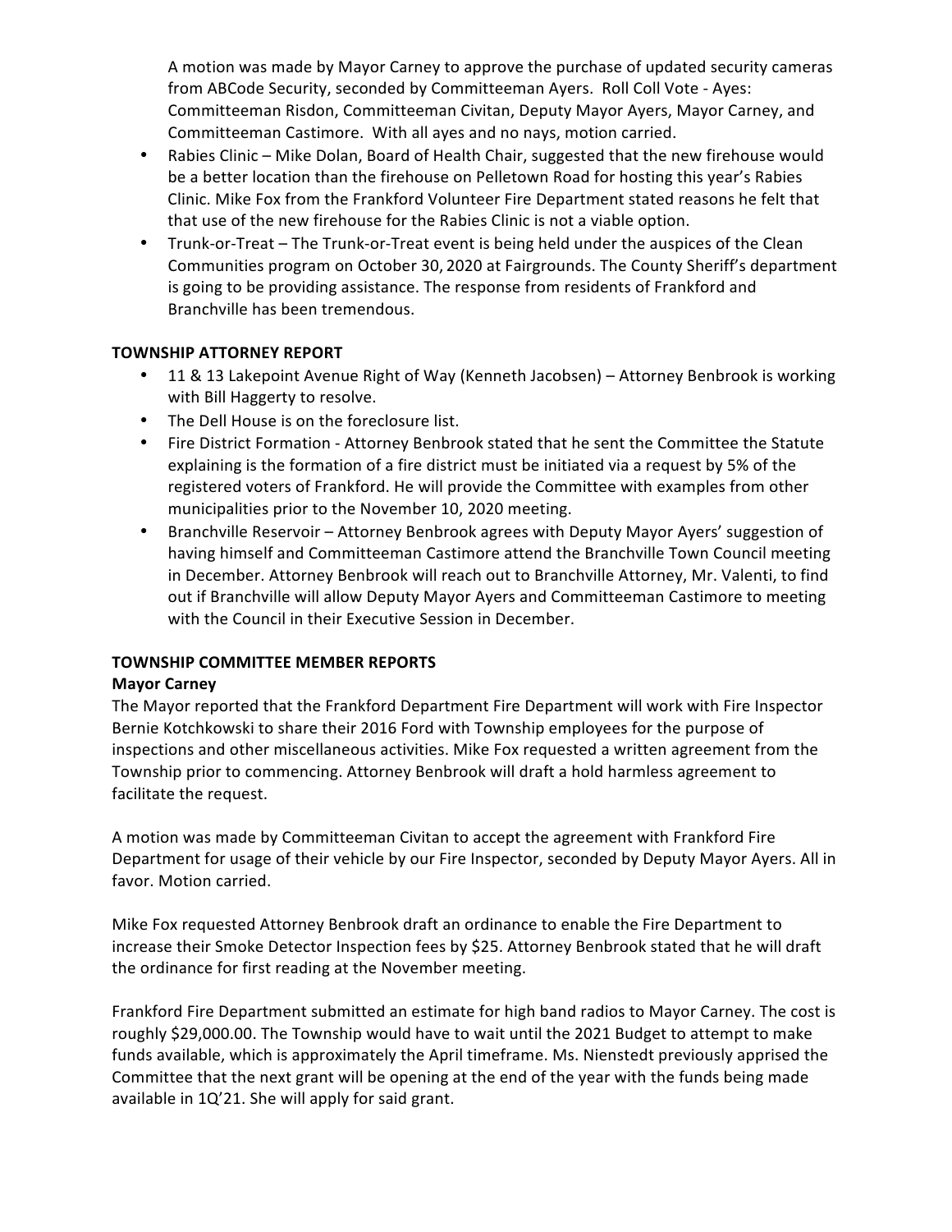A motion was made by Mayor Carney to approve the purchase of updated security cameras from ABCode Security, seconded by Committeeman Ayers. Roll Coll Vote - Ayes: Committeeman Risdon, Committeeman Civitan, Deputy Mayor Ayers, Mayor Carney, and Committeeman Castimore. With all ayes and no nays, motion carried.

- Rabies Clinic – Mike Dolan, Board of Health Chair, suggested that the new firehouse would be a better location than the firehouse on Pelletown Road for hosting this year's Rabies Clinic. Mike Fox from the Frankford Volunteer Fire Department stated reasons he felt that that use of the new firehouse for the Rabies Clinic is not a viable option.
- Trunk-or-Treat – The Trunk-or-Treat event is being held under the auspices of the Clean Communities program on October 30, 2020 at Fairgrounds. The County Sheriff's department is going to be providing assistance. The response from residents of Frankford and Branchville has been tremendous.

**TOWNSHIP ATTORNEY REPORT**

- 11 & 13 Lakepoint Avenue Right of Way (Kenneth Jacobsen) – Attorney Benbrook is working with Bill Haggerty to resolve.
- The Dell House is on the foreclosure list.
- Fire District Formation - Attorney Benbrook stated that he sent the Committee the Statute explaining is the formation of a fire district must be initiated via a request by 5% of the registered voters of Frankford. He will provide the Committee with examples from other municipalities prior to the November 10, 2020 meeting.
- Branchville Reservoir – Attorney Benbrook agrees with Deputy Mayor Ayers' suggestion of having himself and Committeeman Castimore attend the Branchville Town Council meeting in December. Attorney Benbrook will reach out to Branchville Attorney, Mr. Valenti, to find out if Branchville will allow Deputy Mayor Ayers and Committeeman Castimore to meeting with the Council in their Executive Session in December.

**TOWNSHIP COMMITTEE MEMBER REPORTS**

**Mayor Carney**

The Mayor reported that the Frankford Department Fire Department will work with Fire Inspector Bernie Kotchkowski to share their 2016 Ford with Township employees for the purpose of inspections and other miscellaneous activities. Mike Fox requested a written agreement from the Township prior to commencing. Attorney Benbrook will draft a hold harmless agreement to facilitate the request.

A motion was made by Committeeman Civitan to accept the agreement with Frankford Fire Department for usage of their vehicle by our Fire Inspector, seconded by Deputy Mayor Ayers. All in favor. Motion carried.

Mike Fox requested Attorney Benbrook draft an ordinance to enable the Fire Department to increase their Smoke Detector Inspection fees by $25. Attorney Benbrook stated that he will draft the ordinance for first reading at the November meeting.

Frankford Fire Department submitted an estimate for high band radios to Mayor Carney. The cost is roughly $29,000.00. The Township would have to wait until the 2021 Budget to attempt to make funds available, which is approximately the April timeframe. Ms. Nienstedt previously apprised the Committee that the next grant will be opening at the end of the year with the funds being made available in 1Q'21. She will apply for said grant.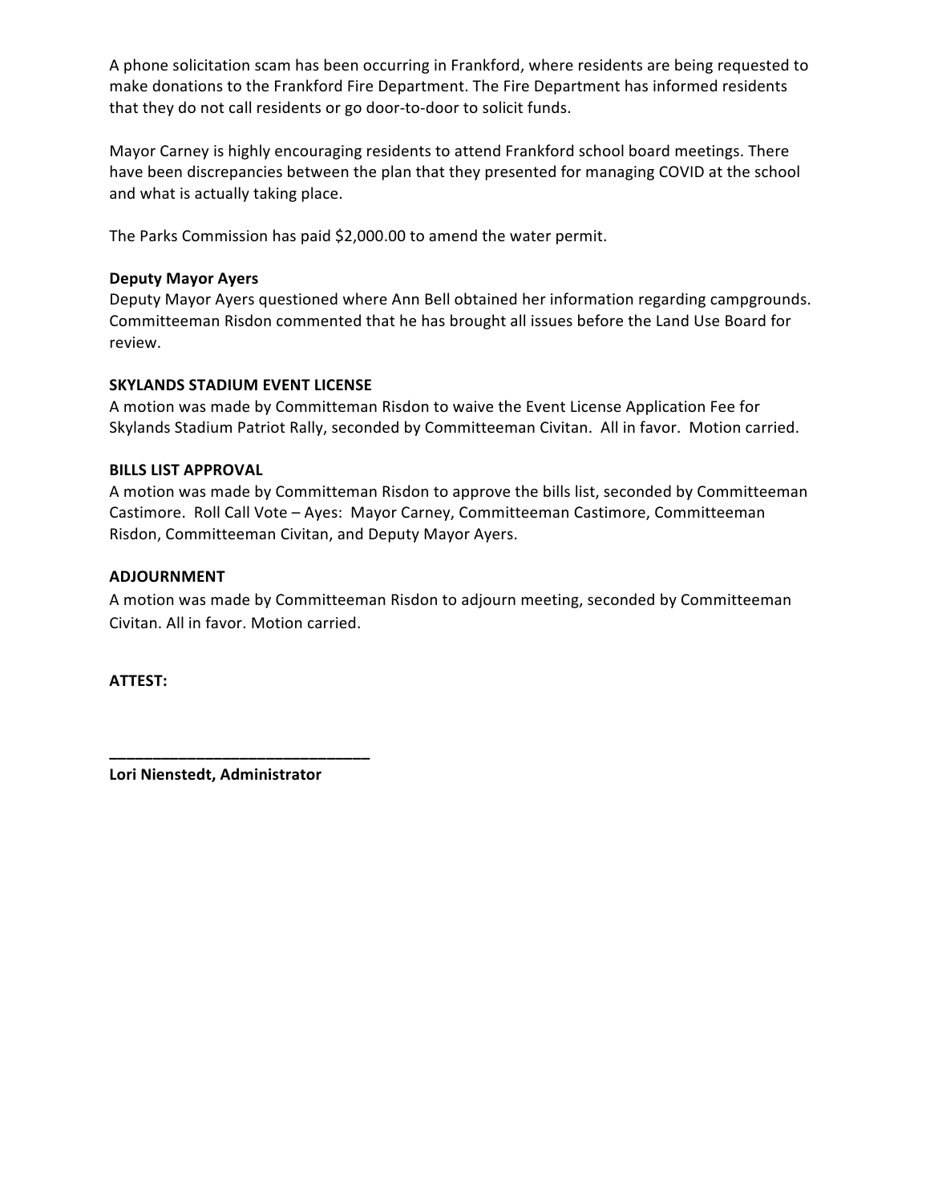A phone solicitation scam has been occurring in Frankford, where residents are being requested to make donations to the Frankford Fire Department. The Fire Department has informed residents that they do not call residents or go door-to-door to solicit funds.

Mayor Carney is highly encouraging residents to attend Frankford school board meetings. There have been discrepancies between the plan that they presented for managing COVID at the school and what is actually taking place.

The Parks Commission has paid $2,000.00 to amend the water permit.

**Deputy Mayor Ayers**
Deputy Mayor Ayers questioned where Ann Bell obtained her information regarding campgrounds. Committeeman Risdon commented that he has brought all issues before the Land Use Board for review.

**SKYLANDS STADIUM EVENT LICENSE**
A motion was made by Committeeman Risdon to waive the Event License Application Fee for Skylands Stadium Patriot Rally, seconded by Committeeman Civitan. All in favor. Motion carried.

**BILLS LIST APPROVAL**
A motion was made by Committeeman Risdon to approve the bills list, seconded by Committeeman Castimore. Roll Call Vote – Ayes: Mayor Carney, Committeeman Castimore, Committeeman Risdon, Committeeman Civitan, and Deputy Mayor Ayers.

**ADJOURNMENT**
A motion was made by Committeeman Risdon to adjourn meeting, seconded by Committeeman Civitan. All in favor. Motion carried.

**ATTEST:**

______________________________
**Lori Nienstedt, Administrator**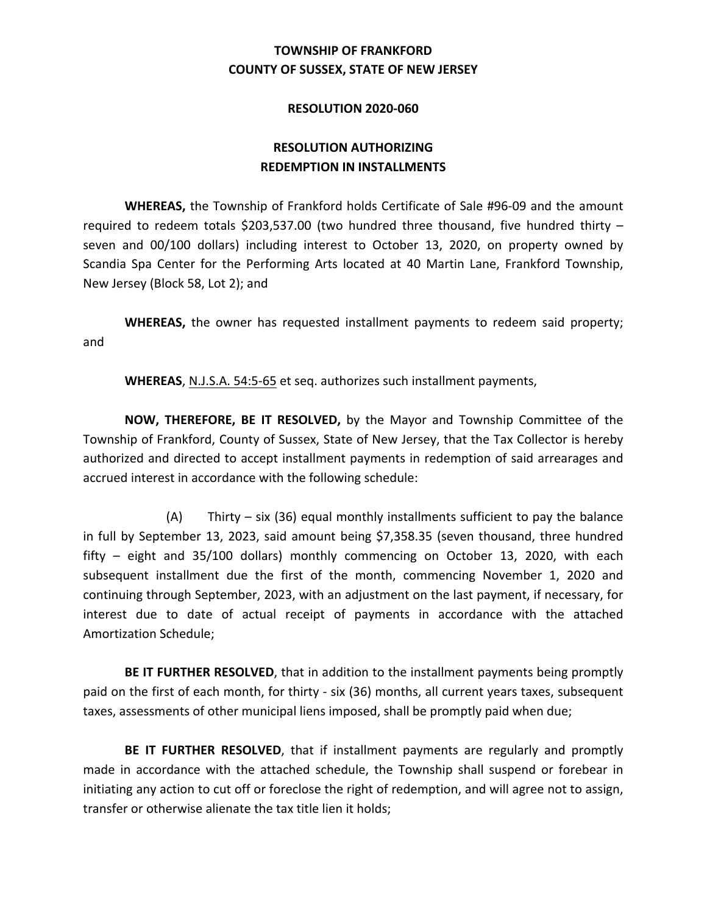**TOWNSHIP OF FRANKFORD**
**COUNTY OF SUSSEX, STATE OF NEW JERSEY**

**RESOLUTION 2020-060**

**RESOLUTION AUTHORIZING**
**REDEMPTION IN INSTALLMENTS**

**WHEREAS,** the Township of Frankford holds Certificate of Sale #96-09 and the amount required to redeem totals $203,537.00 (two hundred three thousand, five hundred thirty – seven and 00/100 dollars) including interest to October 13, 2020, on property owned by Scandia Spa Center for the Performing Arts located at 40 Martin Lane, Frankford Township, New Jersey (Block 58, Lot 2); and

**WHEREAS,** the owner has requested installment payments to redeem said property; and

**WHEREAS**, N.J.S.A. 54:5-65 et seq. authorizes such installment payments,

**NOW, THEREFORE, BE IT RESOLVED,** by the Mayor and Township Committee of the Township of Frankford, County of Sussex, State of New Jersey, that the Tax Collector is hereby authorized and directed to accept installment payments in redemption of said arrearages and accrued interest in accordance with the following schedule:

(A) Thirty – six (36) equal monthly installments sufficient to pay the balance in full by September 13, 2023, said amount being $7,358.35 (seven thousand, three hundred fifty – eight and 35/100 dollars) monthly commencing on October 13, 2020, with each subsequent installment due the first of the month, commencing November 1, 2020 and continuing through September, 2023, with an adjustment on the last payment, if necessary, for interest due to date of actual receipt of payments in accordance with the attached Amortization Schedule;

**BE IT FURTHER RESOLVED**, that in addition to the installment payments being promptly paid on the first of each month, for thirty - six (36) months, all current years taxes, subsequent taxes, assessments of other municipal liens imposed, shall be promptly paid when due;

**BE IT FURTHER RESOLVED**, that if installment payments are regularly and promptly made in accordance with the attached schedule, the Township shall suspend or forebear in initiating any action to cut off or foreclose the right of redemption, and will agree not to assign, transfer or otherwise alienate the tax title lien it holds;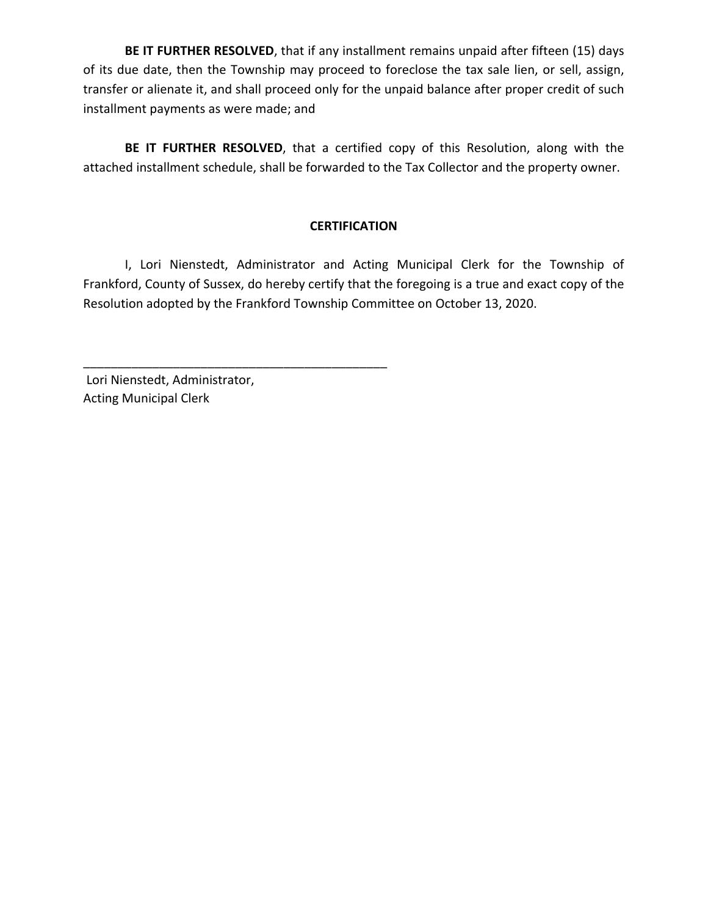**BE IT FURTHER RESOLVED**, that if any installment remains unpaid after fifteen (15) days of its due date, then the Township may proceed to foreclose the tax sale lien, or sell, assign, transfer or alienate it, and shall proceed only for the unpaid balance after proper credit of such installment payments as were made; and

**BE IT FURTHER RESOLVED**, that a certified copy of this Resolution, along with the attached installment schedule, shall be forwarded to the Tax Collector and the property owner.

**CERTIFICATION**

I, Lori Nienstedt, Administrator and Acting Municipal Clerk for the Township of Frankford, County of Sussex, do hereby certify that the foregoing is a true and exact copy of the Resolution adopted by the Frankford Township Committee on October 13, 2020.

\_\_\_\_\_\_\_\_\_\_\_\_\_\_\_\_\_\_\_\_\_\_\_\_\_\_\_\_\_\_\_\_\_\_\_\_\_\_\_\_\_\_\_\_

Lori Nienstedt, Administrator,
Acting Municipal Clerk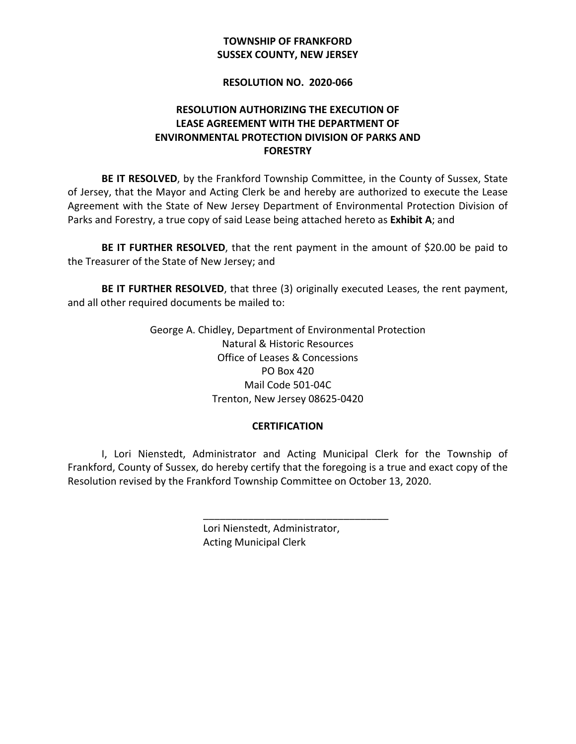**TOWNSHIP OF FRANKFORD**
**SUSSEX COUNTY, NEW JERSEY**

**RESOLUTION NO. 2020-066**

**RESOLUTION AUTHORIZING THE EXECUTION OF LEASE AGREEMENT WITH THE DEPARTMENT OF ENVIRONMENTAL PROTECTION DIVISION OF PARKS AND FORESTRY**

**BE IT RESOLVED**, by the Frankford Township Committee, in the County of Sussex, State of Jersey, that the Mayor and Acting Clerk be and hereby are authorized to execute the Lease Agreement with the State of New Jersey Department of Environmental Protection Division of Parks and Forestry, a true copy of said Lease being attached hereto as **Exhibit A**; and

**BE IT FURTHER RESOLVED**, that the rent payment in the amount of $20.00 be paid to the Treasurer of the State of New Jersey; and

**BE IT FURTHER RESOLVED**, that three (3) originally executed Leases, the rent payment, and all other required documents be mailed to:

George A. Chidley, Department of Environmental Protection
Natural & Historic Resources
Office of Leases & Concessions
PO Box 420
Mail Code 501-04C
Trenton, New Jersey 08625-0420

**CERTIFICATION**

I, Lori Nienstedt, Administrator and Acting Municipal Clerk for the Township of Frankford, County of Sussex, do hereby certify that the foregoing is a true and exact copy of the Resolution revised by the Frankford Township Committee on October 13, 2020.

_________________________________
Lori Nienstedt, Administrator,
Acting Municipal Clerk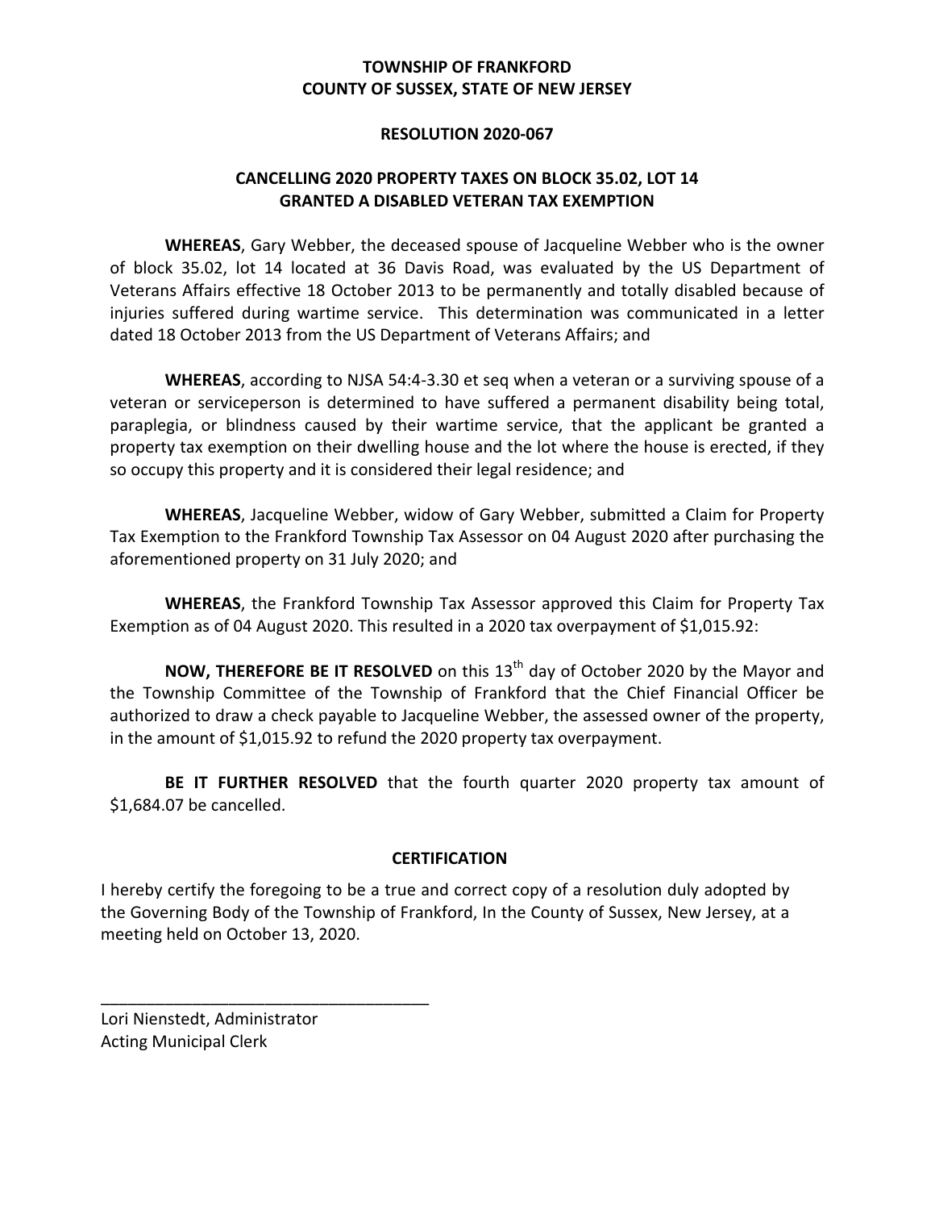**TOWNSHIP OF FRANKFORD**
**COUNTY OF SUSSEX, STATE OF NEW JERSEY**

**RESOLUTION 2020-067**

**CANCELLING 2020 PROPERTY TAXES ON BLOCK 35.02, LOT 14 GRANTED A DISABLED VETERAN TAX EXEMPTION**

**WHEREAS**, Gary Webber, the deceased spouse of Jacqueline Webber who is the owner of block 35.02, lot 14 located at 36 Davis Road, was evaluated by the US Department of Veterans Affairs effective 18 October 2013 to be permanently and totally disabled because of injuries suffered during wartime service. This determination was communicated in a letter dated 18 October 2013 from the US Department of Veterans Affairs; and

**WHEREAS**, according to NJSA 54:4-3.30 et seq when a veteran or a surviving spouse of a veteran or serviceperson is determined to have suffered a permanent disability being total, paraplegia, or blindness caused by their wartime service, that the applicant be granted a property tax exemption on their dwelling house and the lot where the house is erected, if they so occupy this property and it is considered their legal residence; and

**WHEREAS**, Jacqueline Webber, widow of Gary Webber, submitted a Claim for Property Tax Exemption to the Frankford Township Tax Assessor on 04 August 2020 after purchasing the aforementioned property on 31 July 2020; and

**WHEREAS**, the Frankford Township Tax Assessor approved this Claim for Property Tax Exemption as of 04 August 2020. This resulted in a 2020 tax overpayment of $1,015.92:

**NOW, THEREFORE BE IT RESOLVED** on this 13th day of October 2020 by the Mayor and the Township Committee of the Township of Frankford that the Chief Financial Officer be authorized to draw a check payable to Jacqueline Webber, the assessed owner of the property, in the amount of $1,015.92 to refund the 2020 property tax overpayment.

**BE IT FURTHER RESOLVED** that the fourth quarter 2020 property tax amount of $1,684.07 be cancelled.

**CERTIFICATION**

I hereby certify the foregoing to be a true and correct copy of a resolution duly adopted by the Governing Body of the Township of Frankford, In the County of Sussex, New Jersey, at a meeting held on October 13, 2020.

\_\_\_\_\_\_\_\_\_\_\_\_\_\_\_\_\_\_\_\_\_\_\_\_\_\_\_\_\_\_\_\_\_\_\_\_

Lori Nienstedt, Administrator
Acting Municipal Clerk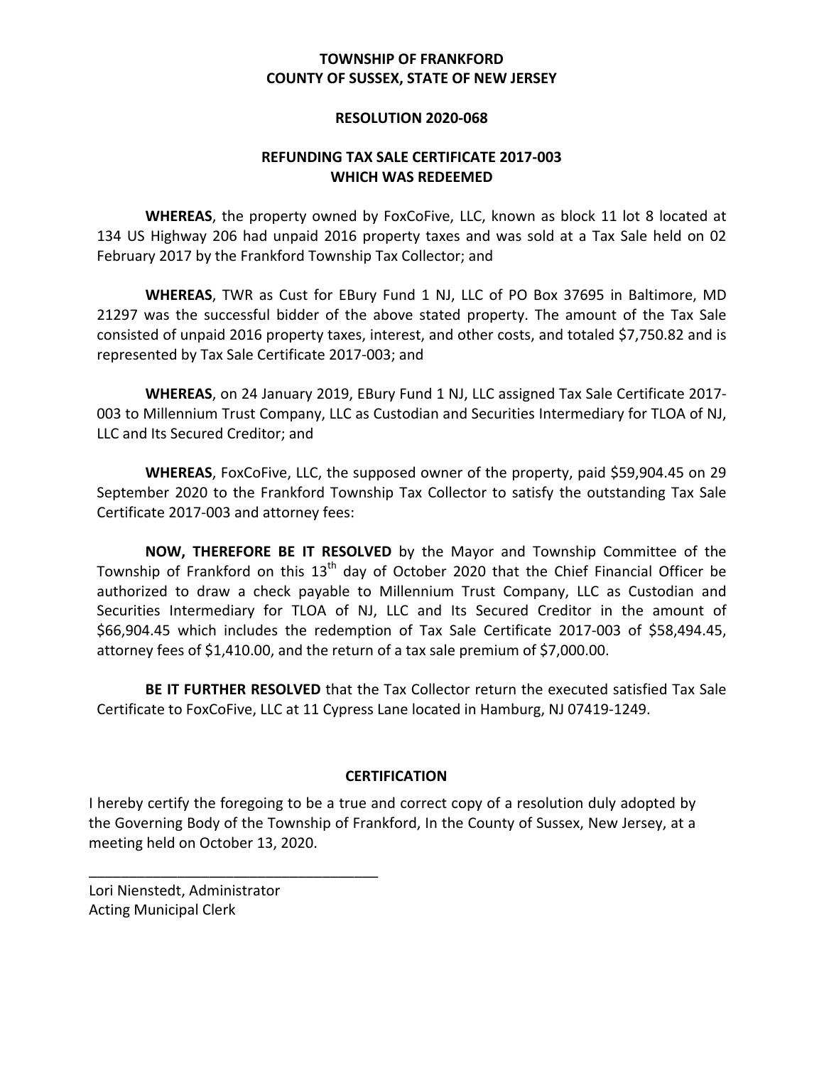**TOWNSHIP OF FRANKFORD**
**COUNTY OF SUSSEX, STATE OF NEW JERSEY**

**RESOLUTION 2020-068**

**REFUNDING TAX SALE CERTIFICATE 2017-003**
**WHICH WAS REDEEMED**

**WHEREAS**, the property owned by FoxCoFive, LLC, known as block 11 lot 8 located at 134 US Highway 206 had unpaid 2016 property taxes and was sold at a Tax Sale held on 02 February 2017 by the Frankford Township Tax Collector; and

**WHEREAS**, TWR as Cust for EBury Fund 1 NJ, LLC of PO Box 37695 in Baltimore, MD 21297 was the successful bidder of the above stated property. The amount of the Tax Sale consisted of unpaid 2016 property taxes, interest, and other costs, and totaled $7,750.82 and is represented by Tax Sale Certificate 2017-003; and

**WHEREAS**, on 24 January 2019, EBury Fund 1 NJ, LLC assigned Tax Sale Certificate 2017-003 to Millennium Trust Company, LLC as Custodian and Securities Intermediary for TLOA of NJ, LLC and Its Secured Creditor; and

**WHEREAS**, FoxCoFive, LLC, the supposed owner of the property, paid $59,904.45 on 29 September 2020 to the Frankford Township Tax Collector to satisfy the outstanding Tax Sale Certificate 2017-003 and attorney fees:

**NOW, THEREFORE BE IT RESOLVED** by the Mayor and Township Committee of the Township of Frankford on this 13th day of October 2020 that the Chief Financial Officer be authorized to draw a check payable to Millennium Trust Company, LLC as Custodian and Securities Intermediary for TLOA of NJ, LLC and Its Secured Creditor in the amount of $66,904.45 which includes the redemption of Tax Sale Certificate 2017-003 of $58,494.45, attorney fees of $1,410.00, and the return of a tax sale premium of $7,000.00.

**BE IT FURTHER RESOLVED** that the Tax Collector return the executed satisfied Tax Sale Certificate to FoxCoFive, LLC at 11 Cypress Lane located in Hamburg, NJ 07419-1249.

**CERTIFICATION**

I hereby certify the foregoing to be a true and correct copy of a resolution duly adopted by the Governing Body of the Township of Frankford, In the County of Sussex, New Jersey, at a meeting held on October 13, 2020.

\_\_\_\_\_\_\_\_\_\_\_\_\_\_\_\_\_\_\_\_\_\_\_\_\_\_\_\_\_\_\_\_\_\_\_\_

Lori Nienstedt, Administrator
Acting Municipal Clerk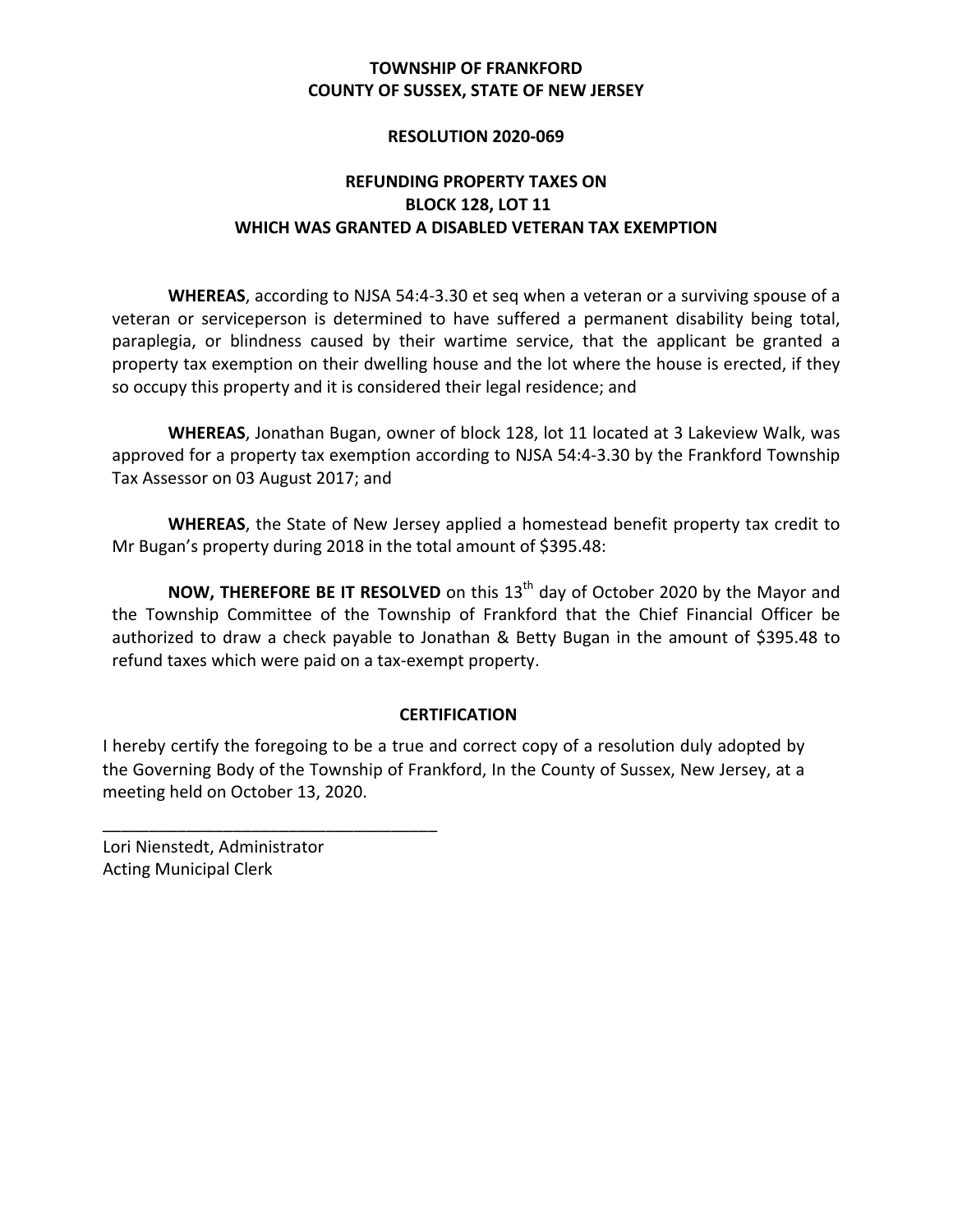**TOWNSHIP OF FRANKFORD**
**COUNTY OF SUSSEX, STATE OF NEW JERSEY**

**RESOLUTION 2020-069**

**REFUNDING PROPERTY TAXES ON**
**BLOCK 128, LOT 11**
**WHICH WAS GRANTED A DISABLED VETERAN TAX EXEMPTION**

**WHEREAS**, according to NJSA 54:4-3.30 et seq when a veteran or a surviving spouse of a veteran or serviceperson is determined to have suffered a permanent disability being total, paraplegia, or blindness caused by their wartime service, that the applicant be granted a property tax exemption on their dwelling house and the lot where the house is erected, if they so occupy this property and it is considered their legal residence; and

**WHEREAS**, Jonathan Bugan, owner of block 128, lot 11 located at 3 Lakeview Walk, was approved for a property tax exemption according to NJSA 54:4-3.30 by the Frankford Township Tax Assessor on 03 August 2017; and

**WHEREAS**, the State of New Jersey applied a homestead benefit property tax credit to Mr Bugan's property during 2018 in the total amount of $395.48:

**NOW, THEREFORE BE IT RESOLVED** on this 13th day of October 2020 by the Mayor and the Township Committee of the Township of Frankford that the Chief Financial Officer be authorized to draw a check payable to Jonathan & Betty Bugan in the amount of $395.48 to refund taxes which were paid on a tax-exempt property.

**CERTIFICATION**

I hereby certify the foregoing to be a true and correct copy of a resolution duly adopted by the Governing Body of the Township of Frankford, In the County of Sussex, New Jersey, at a meeting held on October 13, 2020.

\_\_\_\_\_\_\_\_\_\_\_\_\_\_\_\_\_\_\_\_\_\_\_\_\_\_\_\_\_\_\_\_\_\_\_\_

Lori Nienstedt, Administrator
Acting Municipal Clerk